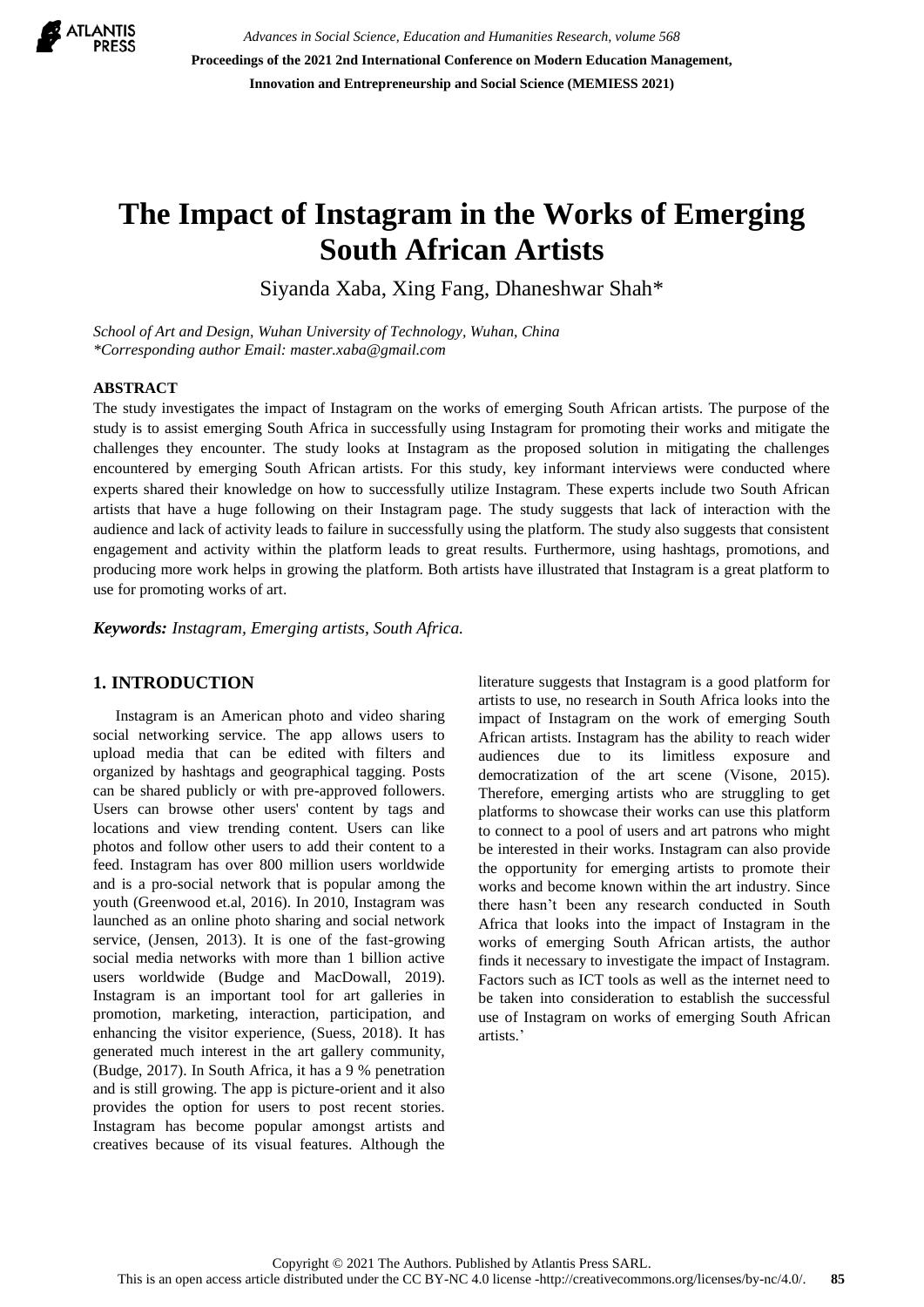# The Impact of Instagram in the Works of Emerging South African Artists

Siyanda Xaba, Xing Fang, Dhaneshwar Shah*

*School of Art and Design, Wuhan University of Technology, Wuhan, China*
*\*Corresponding author Email: master.xaba@gmail.com*

## ABSTRACT

The study investigates the impact of Instagram on the works of emerging South African artists. The purpose of the study is to assist emerging South Africa in successfully using Instagram for promoting their works and mitigate the challenges they encounter. The study looks at Instagram as the proposed solution in mitigating the challenges encountered by emerging South African artists. For this study, key informant interviews were conducted where experts shared their knowledge on how to successfully utilize Instagram. These experts include two South African artists that have a huge following on their Instagram page. The study suggests that lack of interaction with the audience and lack of activity leads to failure in successfully using the platform. The study also suggests that consistent engagement and activity within the platform leads to great results. Furthermore, using hashtags, promotions, and producing more work helps in growing the platform. Both artists have illustrated that Instagram is a great platform to use for promoting works of art.

***Keywords:** Instagram, Emerging artists, South Africa.*

## 1. INTRODUCTION

Instagram is an American photo and video sharing social networking service. The app allows users to upload media that can be edited with filters and organized by hashtags and geographical tagging. Posts can be shared publicly or with pre-approved followers. Users can browse other users' content by tags and locations and view trending content. Users can like photos and follow other users to add their content to a feed. Instagram has over 800 million users worldwide and is a pro-social network that is popular among the youth (Greenwood et.al, 2016). In 2010, Instagram was launched as an online photo sharing and social network service, (Jensen, 2013). It is one of the fast-growing social media networks with more than 1 billion active users worldwide (Budge and MacDowall, 2019). Instagram is an important tool for art galleries in promotion, marketing, interaction, participation, and enhancing the visitor experience, (Suess, 2018). It has generated much interest in the art gallery community, (Budge, 2017). In South Africa, it has a 9 % penetration and is still growing. The app is picture-orient and it also provides the option for users to post recent stories. Instagram has become popular amongst artists and creatives because of its visual features. Although the literature suggests that Instagram is a good platform for artists to use, no research in South Africa looks into the impact of Instagram on the work of emerging South African artists. Instagram has the ability to reach wider audiences due to its limitless exposure and democratization of the art scene (Visone, 2015). Therefore, emerging artists who are struggling to get platforms to showcase their works can use this platform to connect to a pool of users and art patrons who might be interested in their works. Instagram can also provide the opportunity for emerging artists to promote their works and become known within the art industry. Since there hasn't been any research conducted in South Africa that looks into the impact of Instagram in the works of emerging South African artists, the author finds it necessary to investigate the impact of Instagram. Factors such as ICT tools as well as the internet need to be taken into consideration to establish the successful use of Instagram on works of emerging South African artists.'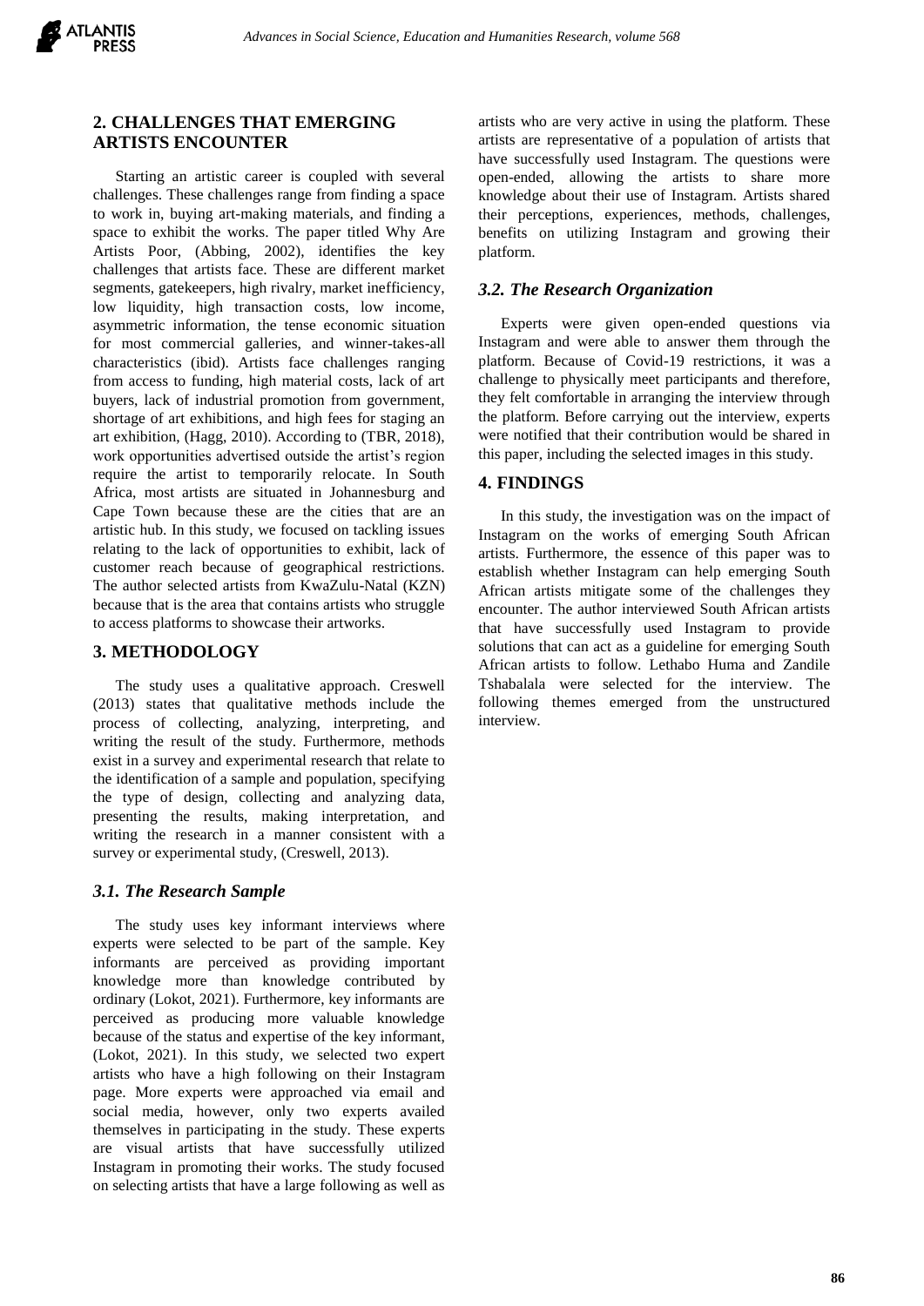## 2. CHALLENGES THAT EMERGING ARTISTS ENCOUNTER

Starting an artistic career is coupled with several challenges. These challenges range from finding a space to work in, buying art-making materials, and finding a space to exhibit the works. The paper titled Why Are Artists Poor, (Abbing, 2002), identifies the key challenges that artists face. These are different market segments, gatekeepers, high rivalry, market inefficiency, low liquidity, high transaction costs, low income, asymmetric information, the tense economic situation for most commercial galleries, and winner-takes-all characteristics (ibid). Artists face challenges ranging from access to funding, high material costs, lack of art buyers, lack of industrial promotion from government, shortage of art exhibitions, and high fees for staging an art exhibition, (Hagg, 2010). According to (TBR, 2018), work opportunities advertised outside the artist's region require the artist to temporarily relocate. In South Africa, most artists are situated in Johannesburg and Cape Town because these are the cities that are an artistic hub. In this study, we focused on tackling issues relating to the lack of opportunities to exhibit, lack of customer reach because of geographical restrictions. The author selected artists from KwaZulu-Natal (KZN) because that is the area that contains artists who struggle to access platforms to showcase their artworks.

## 3. METHODOLOGY

The study uses a qualitative approach. Creswell (2013) states that qualitative methods include the process of collecting, analyzing, interpreting, and writing the result of the study. Furthermore, methods exist in a survey and experimental research that relate to the identification of a sample and population, specifying the type of design, collecting and analyzing data, presenting the results, making interpretation, and writing the research in a manner consistent with a survey or experimental study, (Creswell, 2013).

### *3.1. The Research Sample*

The study uses key informant interviews where experts were selected to be part of the sample. Key informants are perceived as providing important knowledge more than knowledge contributed by ordinary (Lokot, 2021). Furthermore, key informants are perceived as producing more valuable knowledge because of the status and expertise of the key informant, (Lokot, 2021). In this study, we selected two expert artists who have a high following on their Instagram page. More experts were approached via email and social media, however, only two experts availed themselves in participating in the study. These experts are visual artists that have successfully utilized Instagram in promoting their works. The study focused on selecting artists that have a large following as well as artists who are very active in using the platform. These artists are representative of a population of artists that have successfully used Instagram. The questions were open-ended, allowing the artists to share more knowledge about their use of Instagram. Artists shared their perceptions, experiences, methods, challenges, benefits on utilizing Instagram and growing their platform.

### *3.2. The Research Organization*

Experts were given open-ended questions via Instagram and were able to answer them through the platform. Because of Covid-19 restrictions, it was a challenge to physically meet participants and therefore, they felt comfortable in arranging the interview through the platform. Before carrying out the interview, experts were notified that their contribution would be shared in this paper, including the selected images in this study.

## 4. FINDINGS

In this study, the investigation was on the impact of Instagram on the works of emerging South African artists. Furthermore, the essence of this paper was to establish whether Instagram can help emerging South African artists mitigate some of the challenges they encounter. The author interviewed South African artists that have successfully used Instagram to provide solutions that can act as a guideline for emerging South African artists to follow. Lethabo Huma and Zandile Tshabalala were selected for the interview. The following themes emerged from the unstructured interview.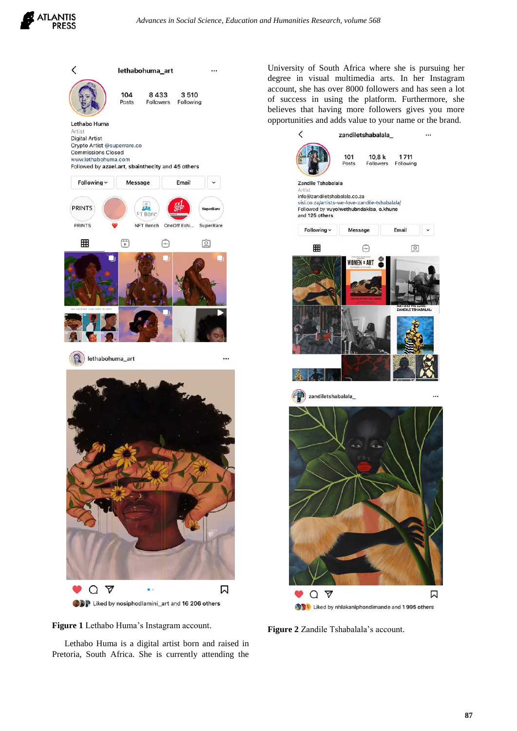**Figure 1** Lethabo Huma's Instagram account.

Lethabo Huma is a digital artist born and raised in Pretoria, South Africa. She is currently attending the University of South Africa where she is pursuing her degree in visual multimedia arts. In her Instagram account, she has over 8000 followers and has seen a lot of success in using the platform. Furthermore, she believes that having more followers gives you more opportunities and adds value to your name or the brand.

**Figure 2** Zandile Tshabalala's account.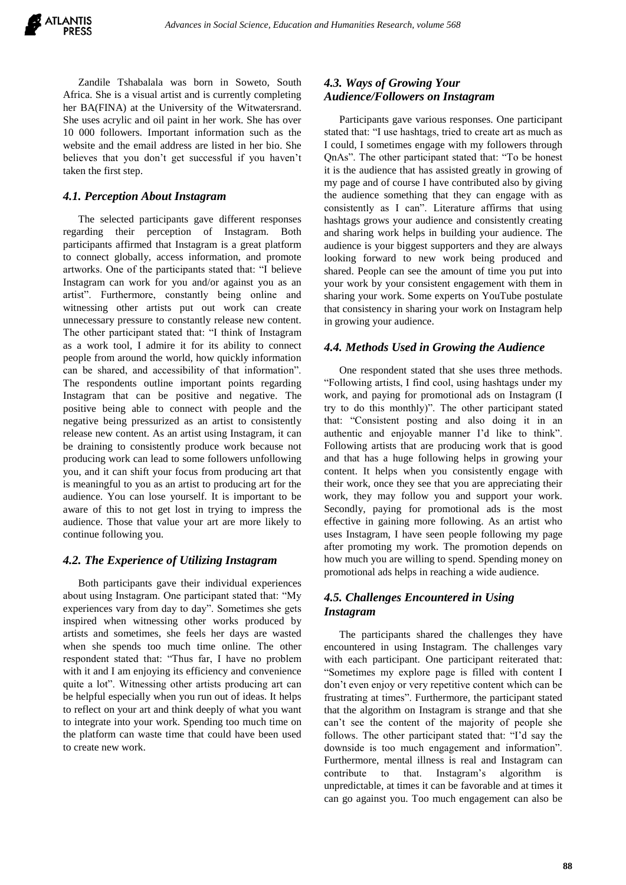Zandile Tshabalala was born in Soweto, South Africa. She is a visual artist and is currently completing her BA(FINA) at the University of the Witwatersrand. She uses acrylic and oil paint in her work. She has over 10 000 followers. Important information such as the website and the email address are listed in her bio. She believes that you don't get successful if you haven't taken the first step.

### *4.1. Perception About Instagram*

The selected participants gave different responses regarding their perception of Instagram. Both participants affirmed that Instagram is a great platform to connect globally, access information, and promote artworks. One of the participants stated that: "I believe Instagram can work for you and/or against you as an artist". Furthermore, constantly being online and witnessing other artists put out work can create unnecessary pressure to constantly release new content. The other participant stated that: "I think of Instagram as a work tool, I admire it for its ability to connect people from around the world, how quickly information can be shared, and accessibility of that information". The respondents outline important points regarding Instagram that can be positive and negative. The positive being able to connect with people and the negative being pressurized as an artist to consistently release new content. As an artist using Instagram, it can be draining to consistently produce work because not producing work can lead to some followers unfollowing you, and it can shift your focus from producing art that is meaningful to you as an artist to producing art for the audience. You can lose yourself. It is important to be aware of this to not get lost in trying to impress the audience. Those that value your art are more likely to continue following you.

### *4.2. The Experience of Utilizing Instagram*

Both participants gave their individual experiences about using Instagram. One participant stated that: "My experiences vary from day to day". Sometimes she gets inspired when witnessing other works produced by artists and sometimes, she feels her days are wasted when she spends too much time online. The other respondent stated that: "Thus far, I have no problem with it and I am enjoying its efficiency and convenience quite a lot". Witnessing other artists producing art can be helpful especially when you run out of ideas. It helps to reflect on your art and think deeply of what you want to integrate into your work. Spending too much time on the platform can waste time that could have been used to create new work.

### *4.3. Ways of Growing Your Audience/Followers on Instagram*

Participants gave various responses. One participant stated that: "I use hashtags, tried to create art as much as I could, I sometimes engage with my followers through QnAs". The other participant stated that: "To be honest it is the audience that has assisted greatly in growing of my page and of course I have contributed also by giving the audience something that they can engage with as consistently as I can". Literature affirms that using hashtags grows your audience and consistently creating and sharing work helps in building your audience. The audience is your biggest supporters and they are always looking forward to new work being produced and shared. People can see the amount of time you put into your work by your consistent engagement with them in sharing your work. Some experts on YouTube postulate that consistency in sharing your work on Instagram help in growing your audience.

### *4.4. Methods Used in Growing the Audience*

One respondent stated that she uses three methods. "Following artists, I find cool, using hashtags under my work, and paying for promotional ads on Instagram (I try to do this monthly)". The other participant stated that: "Consistent posting and also doing it in an authentic and enjoyable manner I'd like to think". Following artists that are producing work that is good and that has a huge following helps in growing your content. It helps when you consistently engage with their work, once they see that you are appreciating their work, they may follow you and support your work. Secondly, paying for promotional ads is the most effective in gaining more following. As an artist who uses Instagram, I have seen people following my page after promoting my work. The promotion depends on how much you are willing to spend. Spending money on promotional ads helps in reaching a wide audience.

### *4.5. Challenges Encountered in Using Instagram*

The participants shared the challenges they have encountered in using Instagram. The challenges vary with each participant. One participant reiterated that: "Sometimes my explore page is filled with content I don't even enjoy or very repetitive content which can be frustrating at times". Furthermore, the participant stated that the algorithm on Instagram is strange and that she can't see the content of the majority of people she follows. The other participant stated that: "I'd say the downside is too much engagement and information". Furthermore, mental illness is real and Instagram can contribute to that. Instagram's algorithm is unpredictable, at times it can be favorable and at times it can go against you. Too much engagement can also be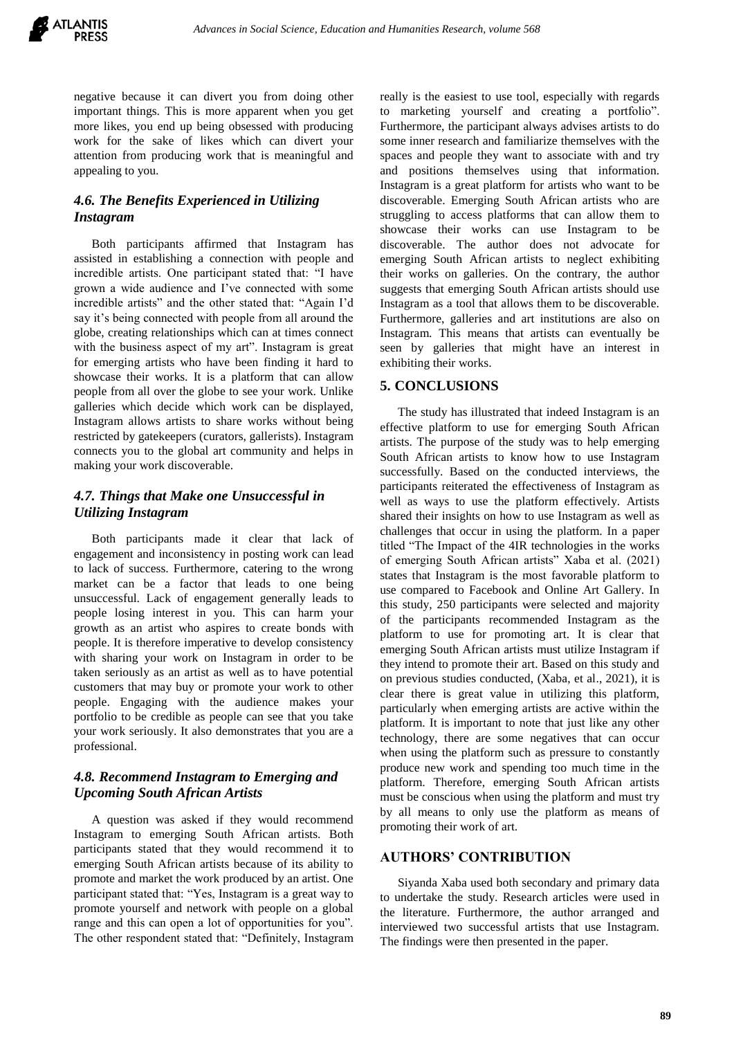negative because it can divert you from doing other important things. This is more apparent when you get more likes, you end up being obsessed with producing work for the sake of likes which can divert your attention from producing work that is meaningful and appealing to you.

### *4.6. The Benefits Experienced in Utilizing Instagram*

Both participants affirmed that Instagram has assisted in establishing a connection with people and incredible artists. One participant stated that: "I have grown a wide audience and I've connected with some incredible artists" and the other stated that: "Again I'd say it's being connected with people from all around the globe, creating relationships which can at times connect with the business aspect of my art". Instagram is great for emerging artists who have been finding it hard to showcase their works. It is a platform that can allow people from all over the globe to see your work. Unlike galleries which decide which work can be displayed, Instagram allows artists to share works without being restricted by gatekeepers (curators, gallerists). Instagram connects you to the global art community and helps in making your work discoverable.

### *4.7. Things that Make one Unsuccessful in Utilizing Instagram*

Both participants made it clear that lack of engagement and inconsistency in posting work can lead to lack of success. Furthermore, catering to the wrong market can be a factor that leads to one being unsuccessful. Lack of engagement generally leads to people losing interest in you. This can harm your growth as an artist who aspires to create bonds with people. It is therefore imperative to develop consistency with sharing your work on Instagram in order to be taken seriously as an artist as well as to have potential customers that may buy or promote your work to other people. Engaging with the audience makes your portfolio to be credible as people can see that you take your work seriously. It also demonstrates that you are a professional.

### *4.8. Recommend Instagram to Emerging and Upcoming South African Artists*

A question was asked if they would recommend Instagram to emerging South African artists. Both participants stated that they would recommend it to emerging South African artists because of its ability to promote and market the work produced by an artist. One participant stated that: "Yes, Instagram is a great way to promote yourself and network with people on a global range and this can open a lot of opportunities for you". The other respondent stated that: "Definitely, Instagram really is the easiest to use tool, especially with regards to marketing yourself and creating a portfolio". Furthermore, the participant always advises artists to do some inner research and familiarize themselves with the spaces and people they want to associate with and try and positions themselves using that information. Instagram is a great platform for artists who want to be discoverable. Emerging South African artists who are struggling to access platforms that can allow them to showcase their works can use Instagram to be discoverable. The author does not advocate for emerging South African artists to neglect exhibiting their works on galleries. On the contrary, the author suggests that emerging South African artists should use Instagram as a tool that allows them to be discoverable. Furthermore, galleries and art institutions are also on Instagram. This means that artists can eventually be seen by galleries that might have an interest in exhibiting their works.

## 5. CONCLUSIONS

The study has illustrated that indeed Instagram is an effective platform to use for emerging South African artists. The purpose of the study was to help emerging South African artists to know how to use Instagram successfully. Based on the conducted interviews, the participants reiterated the effectiveness of Instagram as well as ways to use the platform effectively. Artists shared their insights on how to use Instagram as well as challenges that occur in using the platform. In a paper titled "The Impact of the 4IR technologies in the works of emerging South African artists" Xaba et al. (2021) states that Instagram is the most favorable platform to use compared to Facebook and Online Art Gallery. In this study, 250 participants were selected and majority of the participants recommended Instagram as the platform to use for promoting art. It is clear that emerging South African artists must utilize Instagram if they intend to promote their art. Based on this study and on previous studies conducted, (Xaba, et al., 2021), it is clear there is great value in utilizing this platform, particularly when emerging artists are active within the platform. It is important to note that just like any other technology, there are some negatives that can occur when using the platform such as pressure to constantly produce new work and spending too much time in the platform. Therefore, emerging South African artists must be conscious when using the platform and must try by all means to only use the platform as means of promoting their work of art.

## AUTHORS' CONTRIBUTION

Siyanda Xaba used both secondary and primary data to undertake the study. Research articles were used in the literature. Furthermore, the author arranged and interviewed two successful artists that use Instagram. The findings were then presented in the paper.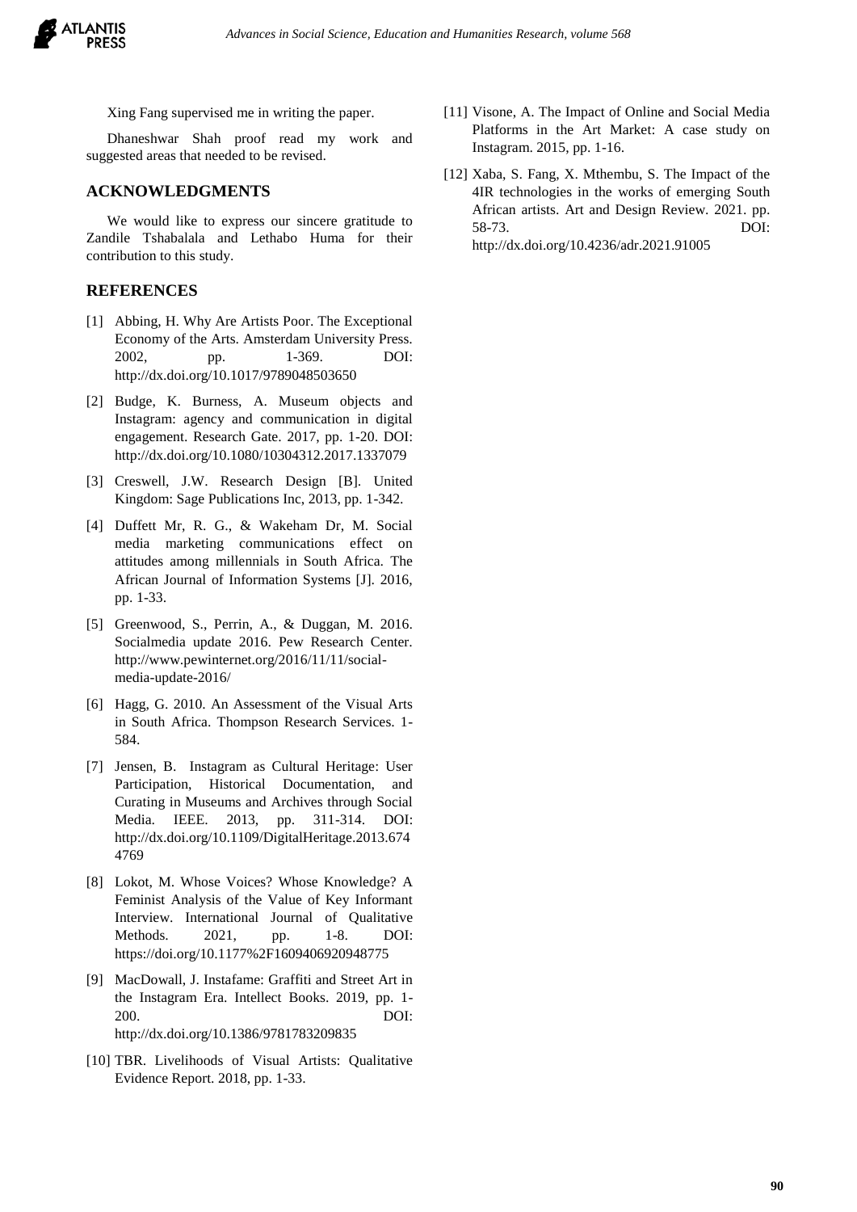Xing Fang supervised me in writing the paper.

Dhaneshwar Shah proof read my work and suggested areas that needed to be revised.

## ACKNOWLEDGMENTS

We would like to express our sincere gratitude to Zandile Tshabalala and Lethabo Huma for their contribution to this study.

## REFERENCES

[1] Abbing, H. Why Are Artists Poor. The Exceptional Economy of the Arts. Amsterdam University Press. 2002, pp. 1-369. DOI: http://dx.doi.org/10.1017/9789048503650

[2] Budge, K. Burness, A. Museum objects and Instagram: agency and communication in digital engagement. Research Gate. 2017, pp. 1-20. DOI: http://dx.doi.org/10.1080/10304312.2017.1337079

[3] Creswell, J.W. Research Design [B]. United Kingdom: Sage Publications Inc, 2013, pp. 1-342.

[4] Duffett Mr, R. G., & Wakeham Dr, M. Social media marketing communications effect on attitudes among millennials in South Africa. The African Journal of Information Systems [J]. 2016, pp. 1-33.

[5] Greenwood, S., Perrin, A., & Duggan, M. 2016. Socialmedia update 2016. Pew Research Center. http://www.pewinternet.org/2016/11/11/social-media-update-2016/

[6] Hagg, G. 2010. An Assessment of the Visual Arts in South Africa. Thompson Research Services. 1-584.

[7] Jensen, B. Instagram as Cultural Heritage: User Participation, Historical Documentation, and Curating in Museums and Archives through Social Media. IEEE. 2013, pp. 311-314. DOI: http://dx.doi.org/10.1109/DigitalHeritage.2013.6744769

[8] Lokot, M. Whose Voices? Whose Knowledge? A Feminist Analysis of the Value of Key Informant Interview. International Journal of Qualitative Methods. 2021, pp. 1-8. DOI: https://doi.org/10.1177%2F1609406920948775

[9] MacDowall, J. Instafame: Graffiti and Street Art in the Instagram Era. Intellect Books. 2019, pp. 1-200. DOI: http://dx.doi.org/10.1386/9781783209835

[10] TBR. Livelihoods of Visual Artists: Qualitative Evidence Report. 2018, pp. 1-33.

[11] Visone, A. The Impact of Online and Social Media Platforms in the Art Market: A case study on Instagram. 2015, pp. 1-16.

[12] Xaba, S. Fang, X. Mthembu, S. The Impact of the 4IR technologies in the works of emerging South African artists. Art and Design Review. 2021. pp. 58-73. DOI: http://dx.doi.org/10.4236/adr.2021.91005